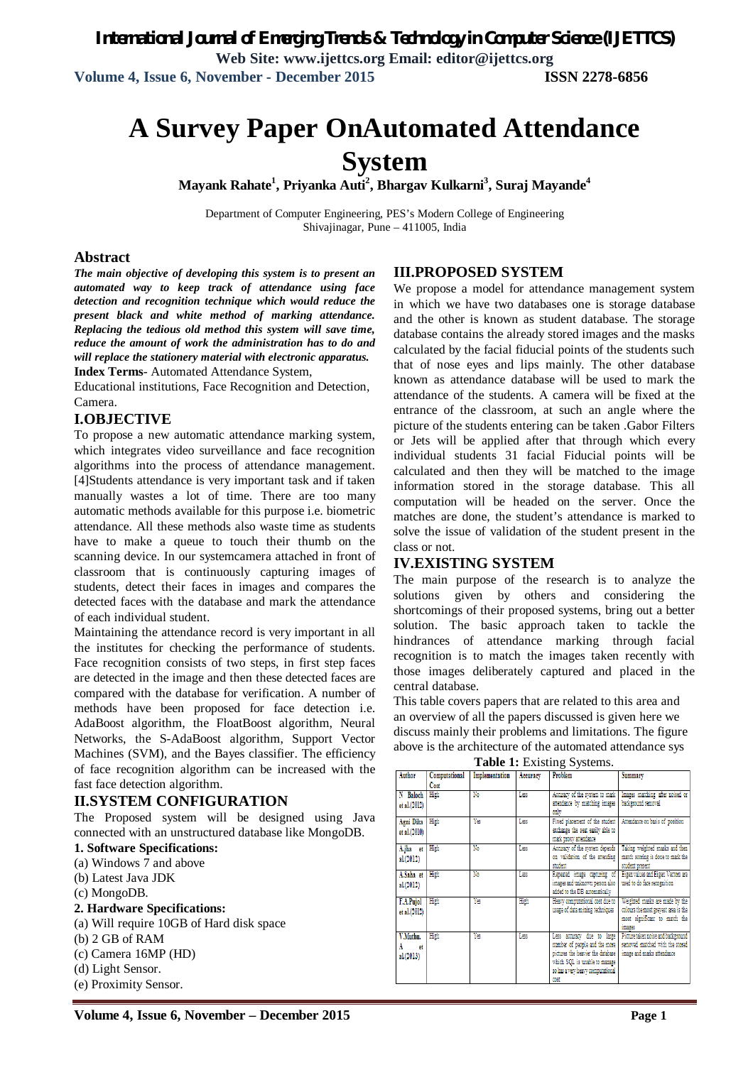# A Survey Paper OnAutomated Attendance System

**Mayank Rahate[1], Priyanka Auti[2], Bhargav Kulkarni[3], Suraj Mayande[4]**

Department of Computer Engineering, PES's Modern College of Engineering
Shivajinagar, Pune – 411005, India

## Abstract

***The main objective of developing this system is to present an automated way to keep track of attendance using face detection and recognition technique which would reduce the present black and white method of marking attendance. Replacing the tedious old method this system will save time, reduce the amount of work the administration has to do and will replace the stationery material with electronic apparatus.***

**Index Terms**- Automated Attendance System, Educational institutions, Face Recognition and Detection, Camera.

## I.OBJECTIVE

To propose a new automatic attendance marking system, which integrates video surveillance and face recognition algorithms into the process of attendance management. [4]Students attendance is very important task and if taken manually wastes a lot of time. There are too many automatic methods available for this purpose i.e. biometric attendance. All these methods also waste time as students have to make a queue to touch their thumb on the scanning device. In our systemcamera attached in front of classroom that is continuously capturing images of students, detect their faces in images and compares the detected faces with the database and mark the attendance of each individual student.

Maintaining the attendance record is very important in all the institutes for checking the performance of students. Face recognition consists of two steps, in first step faces are detected in the image and then these detected faces are compared with the database for verification. A number of methods have been proposed for face detection i.e. AdaBoost algorithm, the FloatBoost algorithm, Neural Networks, the S-AdaBoost algorithm, Support Vector Machines (SVM), and the Bayes classifier. The efficiency of face recognition algorithm can be increased with the fast face detection algorithm.

## II.SYSTEM CONFIGURATION

The Proposed system will be designed using Java connected with an unstructured database like MongoDB.

**1. Software Specifications:**

(a) Windows 7 and above
(b) Latest Java JDK
(c) MongoDB.

**2. Hardware Specifications:**

(a) Will require 10GB of Hard disk space
(b) 2 GB of RAM
(c) Camera 16MP (HD)
(d) Light Sensor.
(e) Proximity Sensor.

## III.PROPOSED SYSTEM

We propose a model for attendance management system in which we have two databases one is storage database and the other is known as student database. The storage database contains the already stored images and the masks calculated by the facial fiducial points of the students such that of nose eyes and lips mainly. The other database known as attendance database will be used to mark the attendance of the students. A camera will be fixed at the entrance of the classroom, at such an angle where the picture of the students entering can be taken .Gabor Filters or Jets will be applied after that through which every individual students 31 facial Fiducial points will be calculated and then they will be matched to the image information stored in the storage database. This all computation will be headed on the server. Once the matches are done, the student's attendance is marked to solve the issue of validation of the student present in the class or not.

## IV.EXISTING SYSTEM

The main purpose of the research is to analyze the solutions given by others and considering the shortcomings of their proposed systems, bring out a better solution. The basic approach taken to tackle the hindrances of attendance marking through facial recognition is to match the images taken recently with those images deliberately captured and placed in the central database.

This table covers papers that are related to this area and an overview of all the papers discussed is given here we discuss mainly their problems and limitations. The figure above is the architecture of the automated attendance sys

**Table 1:** Existing Systems.

| Author | Computational Cost | Implementation | Accuracy | Problem | Summary |
|---|---|---|---|---|---|
| N Baloch et al.(2012) | High | No | Less | Accuracy of the system to mark attendance by matching images only | Images marking after noised or background removal |
| Agni Dika et al.(2010) | High | Yes | Less | Fixed placement of the student exchange the seat easily able to mark proxy attendance | Attendance on basis of position |
| A.jha et al.(2012) | High | No | Less | Accuracy of the system depends on validation of the attending student | Taking weighted masks and then match scoring is done to mark the student present |
| A.Saha et al.(2012) | High | No | Less | Repeated image capturing of images and unknown person also added to the DB automatically | Eigen values and Eigen Vectors are used to do face recognition |
| F.A.Pujol et al.(2012) | High | Yes | High | Heavy computational cost due to usage of data mining techniques | Weighted masks are made by the colours the most prevent area is the most significant to match the images |
| V.Muthu. A et al.(2013) | High | Yes | Less | Less accuracy due to large number of people and the more pictures the heavier the database which SQL is unable to manage so has a very heavy computational cost | Picture taken noise and background removed matched with the stored image and marks attendance |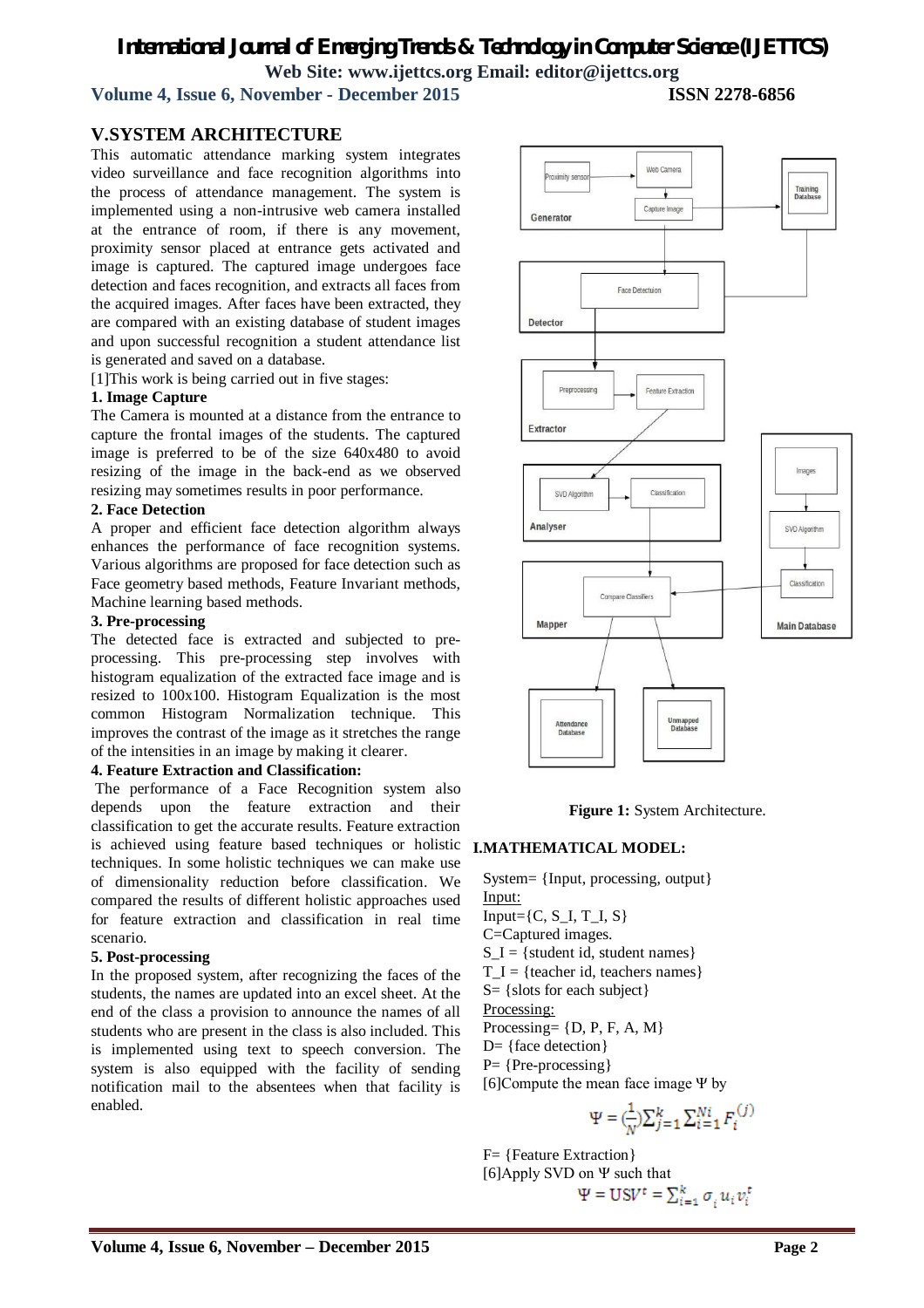## V.SYSTEM ARCHITECTURE

This automatic attendance marking system integrates video surveillance and face recognition algorithms into the process of attendance management. The system is implemented using a non-intrusive web camera installed at the entrance of room, if there is any movement, proximity sensor placed at entrance gets activated and image is captured. The captured image undergoes face detection and faces recognition, and extracts all faces from the acquired images. After faces have been extracted, they are compared with an existing database of student images and upon successful recognition a student attendance list is generated and saved on a database.

[1]This work is being carried out in five stages:

**1. Image Capture**

The Camera is mounted at a distance from the entrance to capture the frontal images of the students. The captured image is preferred to be of the size 640x480 to avoid resizing of the image in the back-end as we observed resizing may sometimes results in poor performance.

**2. Face Detection**

A proper and efficient face detection algorithm always enhances the performance of face recognition systems. Various algorithms are proposed for face detection such as Face geometry based methods, Feature Invariant methods, Machine learning based methods.

**3. Pre-processing**

The detected face is extracted and subjected to pre-processing. This pre-processing step involves with histogram equalization of the extracted face image and is resized to 100x100. Histogram Equalization is the most common Histogram Normalization technique. This improves the contrast of the image as it stretches the range of the intensities in an image by making it clearer.

**4. Feature Extraction and Classification:**

The performance of a Face Recognition system also depends upon the feature extraction and their classification to get the accurate results. Feature extraction is achieved using feature based techniques or holistic techniques. In some holistic techniques we can make use of dimensionality reduction before classification. We compared the results of different holistic approaches used for feature extraction and classification in real time scenario.

**5. Post-processing**

In the proposed system, after recognizing the faces of the students, the names are updated into an excel sheet. At the end of the class a provision to announce the names of all students who are present in the class is also included. This is implemented using text to speech conversion. The system is also equipped with the facility of sending notification mail to the absentees when that facility is enabled.

**Figure 1:** System Architecture.

## I.MATHEMATICAL MODEL:

System= {Input, processing, output}

Input:

Input={C, S_I, T_I, S}

C=Captured images.

S_I = {student id, student names}

T_I = {teacher id, teachers names}

S= {slots for each subject}

Processing:

Processing= {D, P, F, A, M}

D= {face detection}

P= {Pre-processing}

[6]Compute the mean face image Ψ by

$$\Psi = \left(\frac{1}{N}\right)\sum_{j=1}^{k}\sum_{i=1}^{Ni} F_i^{(j)}$$

F= {Feature Extraction}

[6]Apply SVD on Ψ such that

$$\Psi = USV^t = \sum_{i=1}^{k} \sigma_i u_i v_i^t$$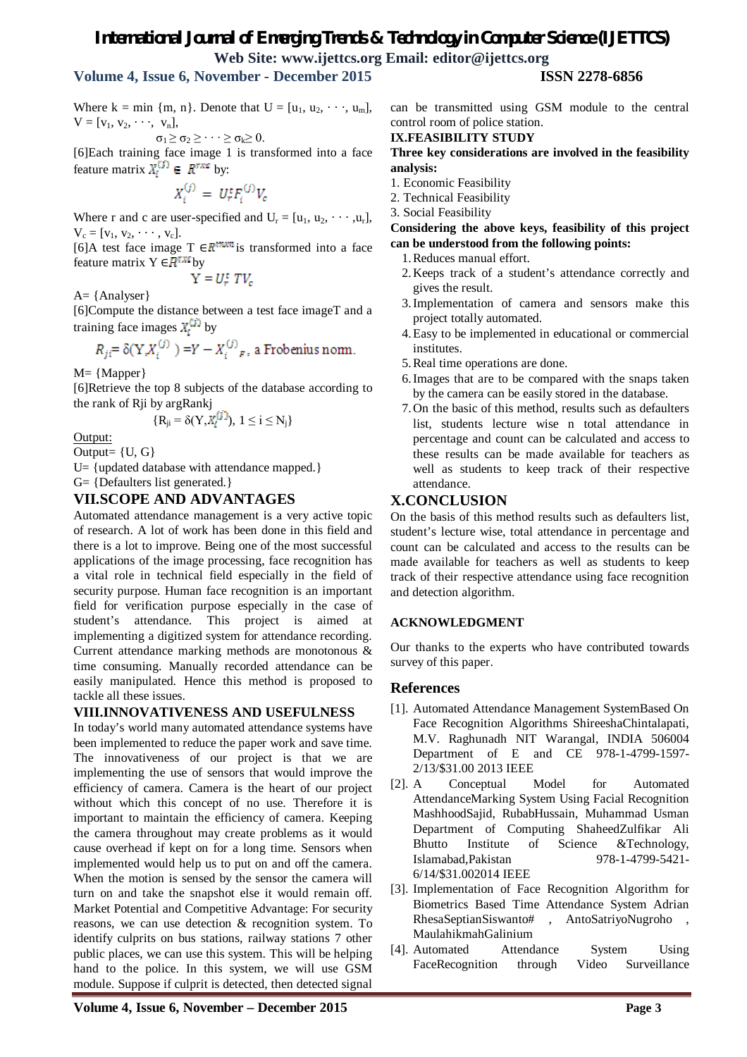Where k = min {m, n}. Denote that U = [$u_1$, $u_2$, · · ·, $u_m$], V = [$v_1$, $v_2$, · · ·, $v_n$],

$$\sigma_1 \geq \sigma_2 \geq \cdots \geq \sigma_k \geq 0.$$

[6]Each training face image 1 is transformed into a face feature matrix $X_i^{(j)} \in R^{r \times c}$ by:

$$X_i^{(j)} = U_r^t F_i^{(j)} V_c$$

Where r and c are user-specified and $U_r$ = [$u_1$, $u_2$, · · · ,$u_r$], $V_c$ = [$v_1$, $v_2$, · · · , $v_c$].

[6]A test face image T $\in R^{m \times n}$ is transformed into a face feature matrix Y $\in R^{r \times c}$ by

$$Y = U_r^t \, T V_c$$

A= {Analyser}

[6]Compute the distance between a test face imageT and a training face images $X_i^{(j)}$ by

$$R_{ji} = \delta(Y, X_i^{(j)}) = Y - X_i^{(j)}{}_F, \text{ a Frobenius norm.}$$

M= {Mapper}

[6]Retrieve the top 8 subjects of the database according to the rank of Rji by argRankj

$$\{R_{ji} = \delta(Y, X_i^{(j)}),\ 1 \leq i \leq N_j\}$$

Output:

Output= {U, G}

U= {updated database with attendance mapped.}

G= {Defaulters list generated.}

## VII.SCOPE AND ADVANTAGES

Automated attendance management is a very active topic of research. A lot of work has been done in this field and there is a lot to improve. Being one of the most successful applications of the image processing, face recognition has a vital role in technical field especially in the field of security purpose. Human face recognition is an important field for verification purpose especially in the case of student's attendance. This project is aimed at implementing a digitized system for attendance recording. Current attendance marking methods are monotonous & time consuming. Manually recorded attendance can be easily manipulated. Hence this method is proposed to tackle all these issues.

## VIII.INNOVATIVENESS AND USEFULNESS

In today's world many automated attendance systems have been implemented to reduce the paper work and save time. The innovativeness of our project is that we are implementing the use of sensors that would improve the efficiency of camera. Camera is the heart of our project without which this concept of no use. Therefore it is important to maintain the efficiency of camera. Keeping the camera throughout may create problems as it would cause overhead if kept on for a long time. Sensors when implemented would help us to put on and off the camera. When the motion is sensed by the sensor the camera will turn on and take the snapshot else it would remain off. Market Potential and Competitive Advantage: For security reasons, we can use detection & recognition system. To identify culprits on bus stations, railway stations 7 other public places, we can use this system. This will be helping hand to the police. In this system, we will use GSM module. Suppose if culprit is detected, then detected signal can be transmitted using GSM module to the central control room of police station.

## IX.FEASIBILITY STUDY

**Three key considerations are involved in the feasibility analysis:**

1. Economic Feasibility
2. Technical Feasibility
3. Social Feasibility

**Considering the above keys, feasibility of this project can be understood from the following points:**

1. Reduces manual effort.
2. Keeps track of a student's attendance correctly and gives the result.
3. Implementation of camera and sensors make this project totally automated.
4. Easy to be implemented in educational or commercial institutes.
5. Real time operations are done.
6. Images that are to be compared with the snaps taken by the camera can be easily stored in the database.
7. On the basic of this method, results such as defaulters list, students lecture wise n total attendance in percentage and count can be calculated and access to these results can be made available for teachers as well as students to keep track of their respective attendance.

## X.CONCLUSION

On the basis of this method results such as defaulters list, student's lecture wise, total attendance in percentage and count can be calculated and access to the results can be made available for teachers as well as students to keep track of their respective attendance using face recognition and detection algorithm.

### ACKNOWLEDGMENT

Our thanks to the experts who have contributed towards survey of this paper.

## References

[1]. Automated Attendance Management SystemBased On Face Recognition Algorithms ShireeshaChintalapati, M.V. Raghunadh NIT Warangal, INDIA 506004 Department of E and CE 978-1-4799-1597-2/13/$31.00 2013 IEEE

[2]. A Conceptual Model for Automated AttendanceMarking System Using Facial Recognition MashhoodSajid, RubabHussain, Muhammad Usman Department of Computing ShaheedZulfikar Ali Bhutto Institute of Science &Technology, Islamabad,Pakistan 978-1-4799-5421-6/14/$31.002014 IEEE

[3]. Implementation of Face Recognition Algorithm for Biometrics Based Time Attendance System Adrian RhesaSeptianSiswanto# , AntoSatriyoNugroho , MaulahikmahGalinium

[4]. Automated Attendance System Using FaceRecognition through Video Surveillance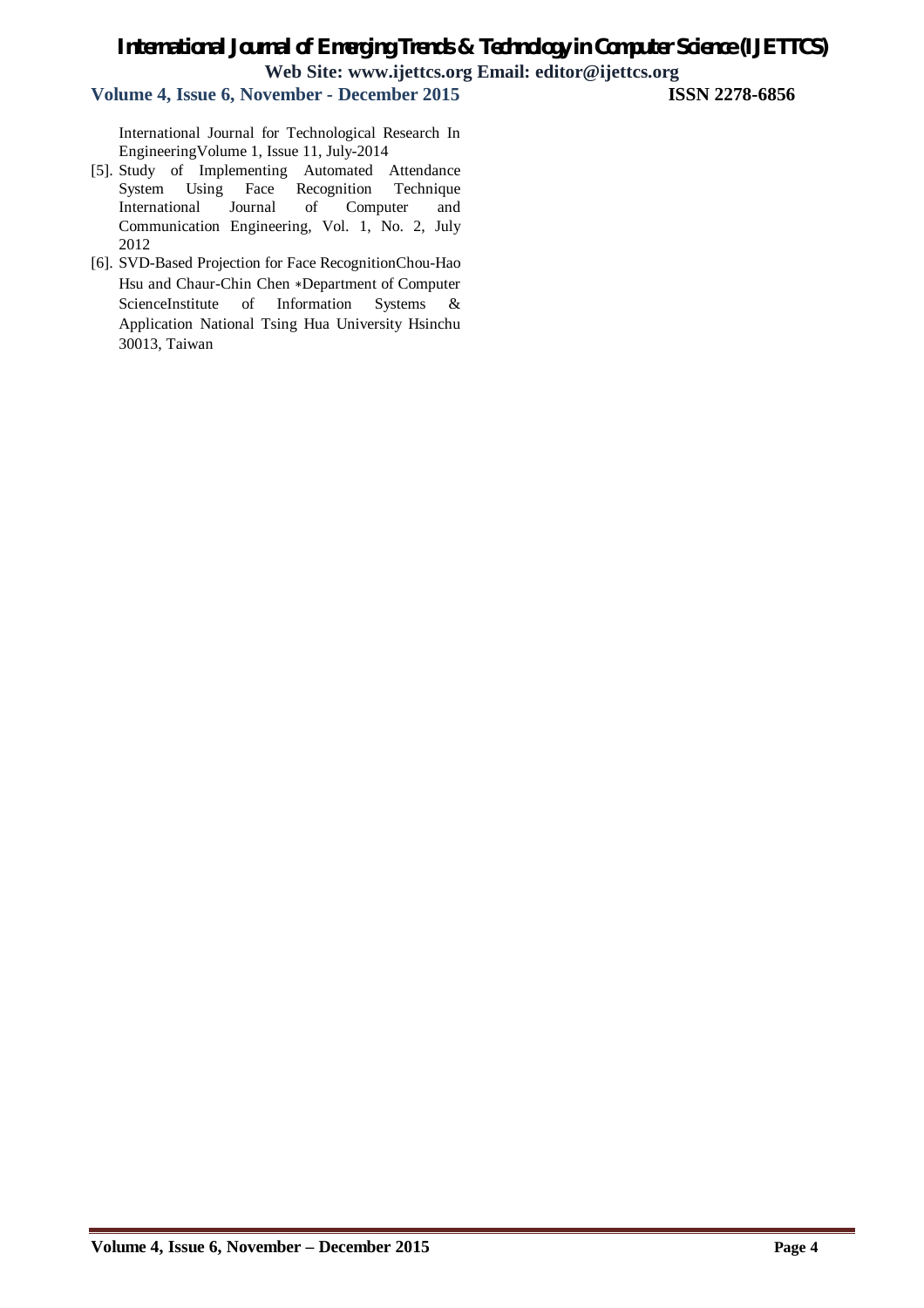International Journal for Technological Research In EngineeringVolume 1, Issue 11, July-2014

[5]. Study of Implementing Automated Attendance System Using Face Recognition Technique International Journal of Computer and Communication Engineering, Vol. 1, No. 2, July 2012

[6]. SVD-Based Projection for Face RecognitionChou-Hao Hsu and Chaur-Chin Chen ∗Department of Computer ScienceInstitute of Information Systems & Application National Tsing Hua University Hsinchu 30013, Taiwan